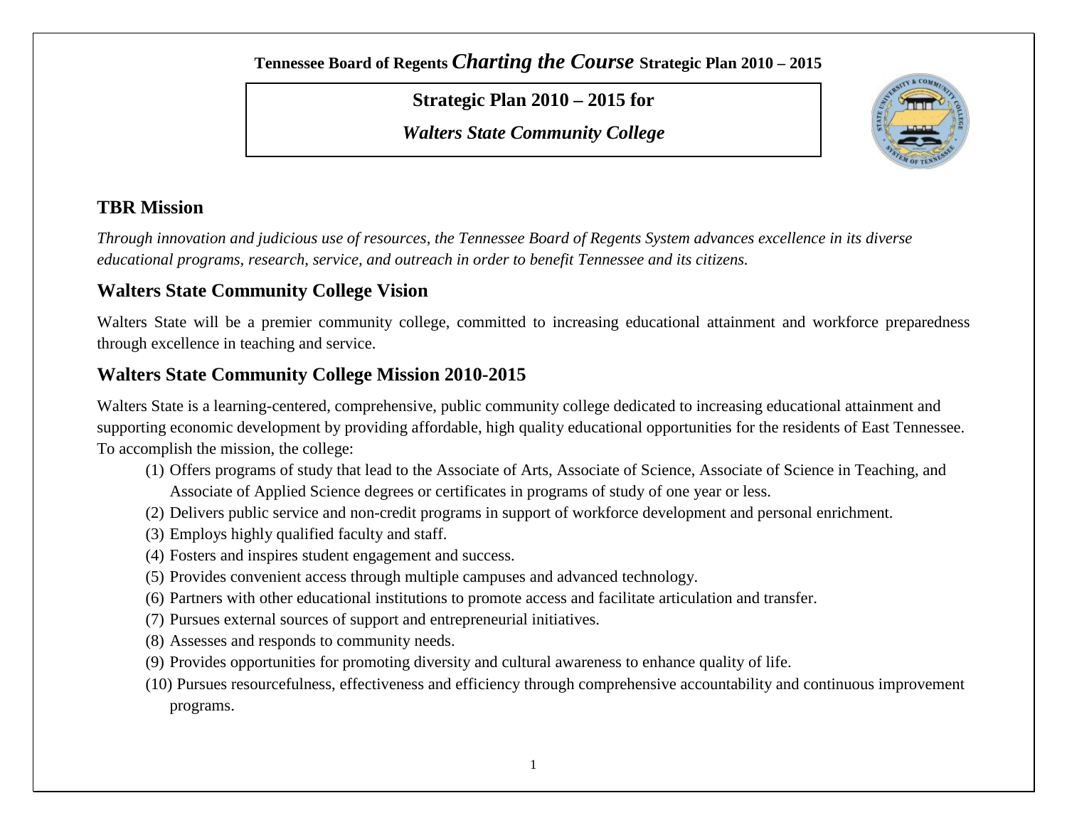Tennessee Board of Regents *Charting the Course* Strategic Plan 2010 – 2015

**Strategic Plan 2010 – 2015 for**

***Walters State Community College***

## TBR Mission

*Through innovation and judicious use of resources, the Tennessee Board of Regents System advances excellence in its diverse educational programs, research, service, and outreach in order to benefit Tennessee and its citizens.*

## Walters State Community College Vision

Walters State will be a premier community college, committed to increasing educational attainment and workforce preparedness through excellence in teaching and service.

## Walters State Community College Mission 2010-2015

Walters State is a learning-centered, comprehensive, public community college dedicated to increasing educational attainment and supporting economic development by providing affordable, high quality educational opportunities for the residents of East Tennessee. To accomplish the mission, the college:

(1) Offers programs of study that lead to the Associate of Arts, Associate of Science, Associate of Science in Teaching, and Associate of Applied Science degrees or certificates in programs of study of one year or less.

(2) Delivers public service and non-credit programs in support of workforce development and personal enrichment.

(3) Employs highly qualified faculty and staff.

(4) Fosters and inspires student engagement and success.

(5) Provides convenient access through multiple campuses and advanced technology.

(6) Partners with other educational institutions to promote access and facilitate articulation and transfer.

(7) Pursues external sources of support and entrepreneurial initiatives.

(8) Assesses and responds to community needs.

(9) Provides opportunities for promoting diversity and cultural awareness to enhance quality of life.

(10) Pursues resourcefulness, effectiveness and efficiency through comprehensive accountability and continuous improvement programs.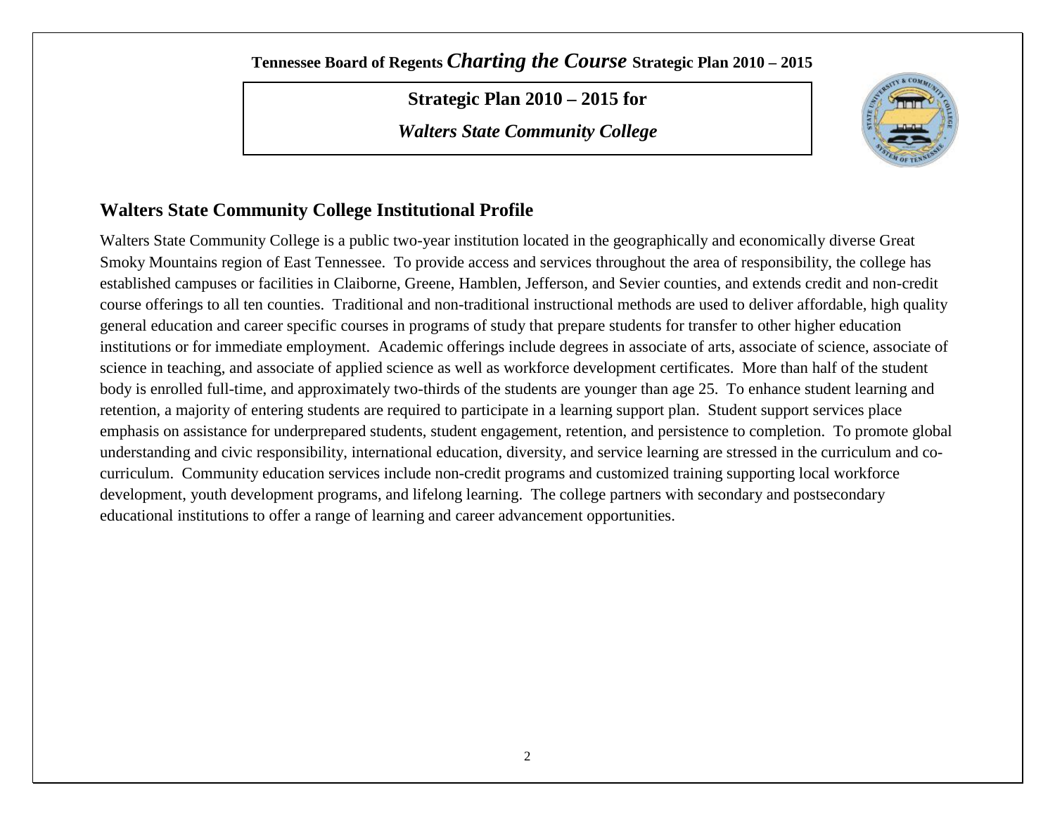Tennessee Board of Regents *Charting the Course* Strategic Plan 2010 – 2015

**Strategic Plan 2010 – 2015 for**

***Walters State Community College***

## Walters State Community College Institutional Profile

Walters State Community College is a public two-year institution located in the geographically and economically diverse Great Smoky Mountains region of East Tennessee. To provide access and services throughout the area of responsibility, the college has established campuses or facilities in Claiborne, Greene, Hamblen, Jefferson, and Sevier counties, and extends credit and non-credit course offerings to all ten counties. Traditional and non-traditional instructional methods are used to deliver affordable, high quality general education and career specific courses in programs of study that prepare students for transfer to other higher education institutions or for immediate employment. Academic offerings include degrees in associate of arts, associate of science, associate of science in teaching, and associate of applied science as well as workforce development certificates. More than half of the student body is enrolled full-time, and approximately two-thirds of the students are younger than age 25. To enhance student learning and retention, a majority of entering students are required to participate in a learning support plan. Student support services place emphasis on assistance for underprepared students, student engagement, retention, and persistence to completion. To promote global understanding and civic responsibility, international education, diversity, and service learning are stressed in the curriculum and co-curriculum. Community education services include non-credit programs and customized training supporting local workforce development, youth development programs, and lifelong learning. The college partners with secondary and postsecondary educational institutions to offer a range of learning and career advancement opportunities.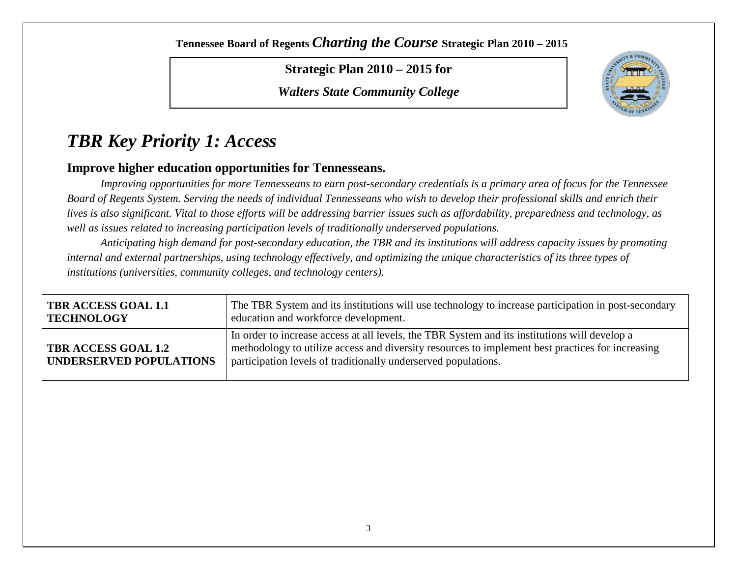**Tennessee Board of Regents *Charting the Course* Strategic Plan 2010 – 2015**

**Strategic Plan 2010 – 2015 for**

***Walters State Community College***

# *TBR Key Priority 1: Access*

## Improve higher education opportunities for Tennesseans.

*Improving opportunities for more Tennesseans to earn post-secondary credentials is a primary area of focus for the Tennessee Board of Regents System. Serving the needs of individual Tennesseans who wish to develop their professional skills and enrich their lives is also significant. Vital to those efforts will be addressing barrier issues such as affordability, preparedness and technology, as well as issues related to increasing participation levels of traditionally underserved populations.*

*Anticipating high demand for post-secondary education, the TBR and its institutions will address capacity issues by promoting internal and external partnerships, using technology effectively, and optimizing the unique characteristics of its three types of institutions (universities, community colleges, and technology centers).*

| | |
|---|---|
| **TBR ACCESS GOAL 1.1 TECHNOLOGY** | The TBR System and its institutions will use technology to increase participation in post-secondary education and workforce development. |
| **TBR ACCESS GOAL 1.2 UNDERSERVED POPULATIONS** | In order to increase access at all levels, the TBR System and its institutions will develop a methodology to utilize access and diversity resources to implement best practices for increasing participation levels of traditionally underserved populations. |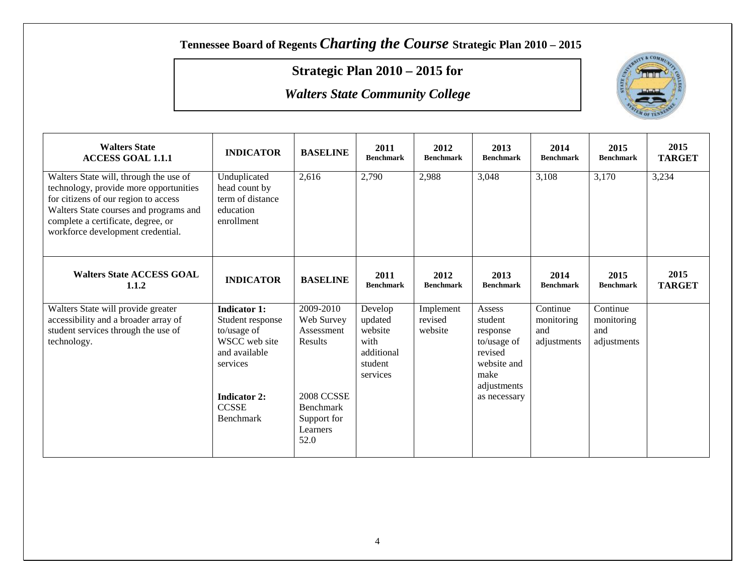**Tennessee Board of Regents *Charting the Course* Strategic Plan 2010 – 2015**

## Strategic Plan 2010 – 2015 for

## *Walters State Community College*

| Walters State ACCESS GOAL 1.1.1 | INDICATOR | BASELINE | 2011 Benchmark | 2012 Benchmark | 2013 Benchmark | 2014 Benchmark | 2015 Benchmark | 2015 TARGET |
|---|---|---|---|---|---|---|---|---|
| Walters State will, through the use of technology, provide more opportunities for citizens of our region to access Walters State courses and programs and complete a certificate, degree, or workforce development credential. | Unduplicated head count by term of distance education enrollment | 2,616 | 2,790 | 2,988 | 3,048 | 3,108 | 3,170 | 3,234 |

| Walters State ACCESS GOAL 1.1.2 | INDICATOR | BASELINE | 2011 Benchmark | 2012 Benchmark | 2013 Benchmark | 2014 Benchmark | 2015 Benchmark | 2015 TARGET |
|---|---|---|---|---|---|---|---|---|
| Walters State will provide greater accessibility and a broader array of student services through the use of technology. | **Indicator 1:** Student response to/usage of WSCC web site and available services<br><br>**Indicator 2:** CCSSE Benchmark | 2009-2010 Web Survey Assessment Results<br><br>2008 CCSSE Benchmark Support for Learners 52.0 | Develop updated website with additional student services | Implement revised website | Assess student response to/usage of revised website and make adjustments as necessary | Continue monitoring and adjustments | Continue monitoring and adjustments | |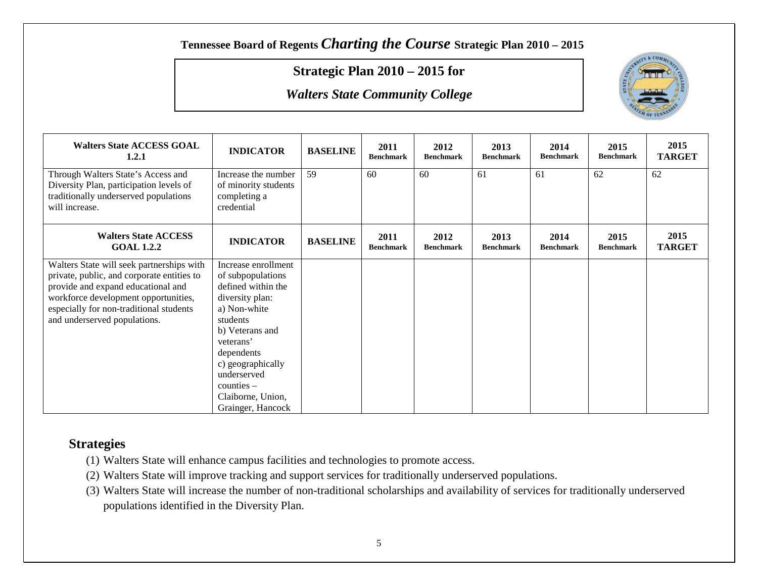Tennessee Board of Regents *Charting the Course* Strategic Plan 2010 – 2015

## Strategic Plan 2010 – 2015 for

## *Walters State Community College*

| Walters State ACCESS GOAL 1.2.1 | INDICATOR | BASELINE | 2011 Benchmark | 2012 Benchmark | 2013 Benchmark | 2014 Benchmark | 2015 Benchmark | 2015 TARGET |
|---|---|---|---|---|---|---|---|---|
| Through Walters State's Access and Diversity Plan, participation levels of traditionally underserved populations will increase. | Increase the number of minority students completing a credential | 59 | 60 | 60 | 61 | 61 | 62 | 62 |
| **Walters State ACCESS GOAL 1.2.2** | **INDICATOR** | **BASELINE** | **2011 Benchmark** | **2012 Benchmark** | **2013 Benchmark** | **2014 Benchmark** | **2015 Benchmark** | **2015 TARGET** |
| Walters State will seek partnerships with private, public, and corporate entities to provide and expand educational and workforce development opportunities, especially for non-traditional students and underserved populations. | Increase enrollment of subpopulations defined within the diversity plan: a) Non-white students b) Veterans and veterans' dependents c) geographically underserved counties – Claiborne, Union, Grainger, Hancock | | | | | | | |

## Strategies

(1) Walters State will enhance campus facilities and technologies to promote access.

(2) Walters State will improve tracking and support services for traditionally underserved populations.

(3) Walters State will increase the number of non-traditional scholarships and availability of services for traditionally underserved populations identified in the Diversity Plan.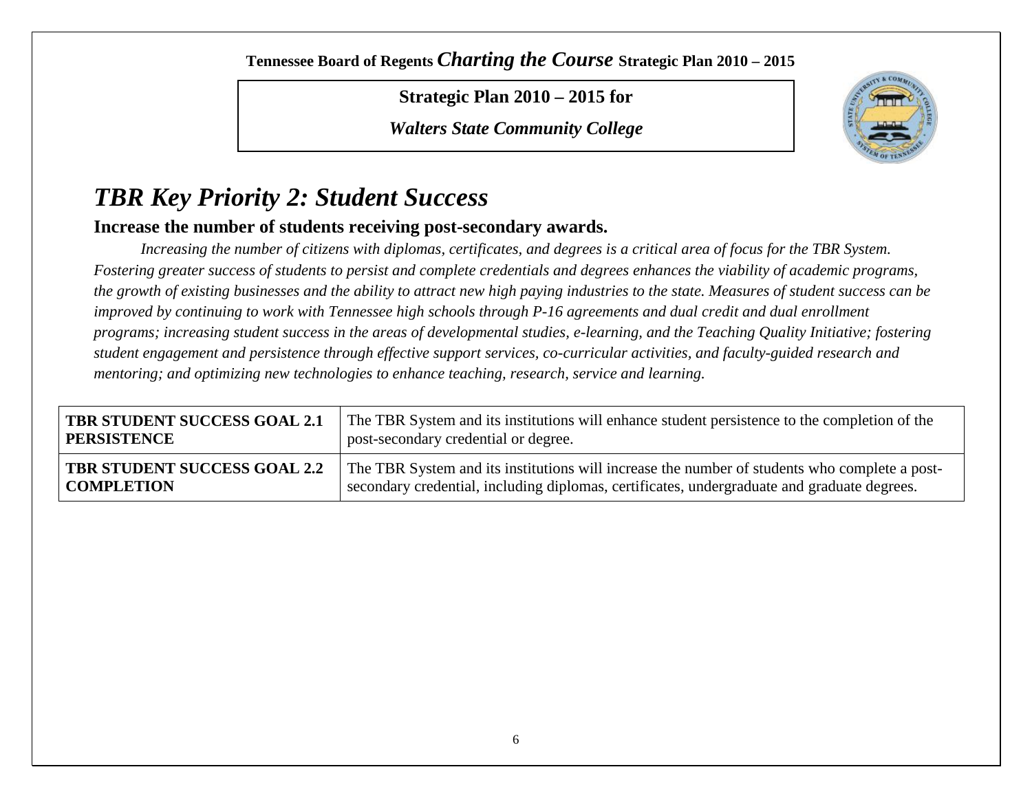Tennessee Board of Regents *Charting the Course* Strategic Plan 2010 – 2015

**Strategic Plan 2010 – 2015 for**

***Walters State Community College***

# *TBR Key Priority 2: Student Success*

## Increase the number of students receiving post-secondary awards.

*Increasing the number of citizens with diplomas, certificates, and degrees is a critical area of focus for the TBR System. Fostering greater success of students to persist and complete credentials and degrees enhances the viability of academic programs, the growth of existing businesses and the ability to attract new high paying industries to the state. Measures of student success can be improved by continuing to work with Tennessee high schools through P-16 agreements and dual credit and dual enrollment programs; increasing student success in the areas of developmental studies, e-learning, and the Teaching Quality Initiative; fostering student engagement and persistence through effective support services, co-curricular activities, and faculty-guided research and mentoring; and optimizing new technologies to enhance teaching, research, service and learning.*

| | |
|---|---|
| **TBR STUDENT SUCCESS GOAL 2.1 PERSISTENCE** | The TBR System and its institutions will enhance student persistence to the completion of the post-secondary credential or degree. |
| **TBR STUDENT SUCCESS GOAL 2.2 COMPLETION** | The TBR System and its institutions will increase the number of students who complete a post-secondary credential, including diplomas, certificates, undergraduate and graduate degrees. |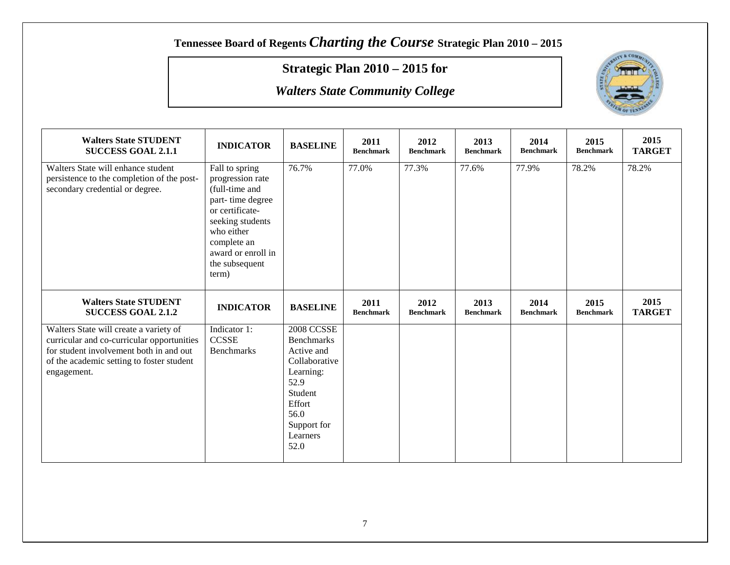**Tennessee Board of Regents** ***Charting the Course*** **Strategic Plan 2010 – 2015**

## Strategic Plan 2010 – 2015 for

## *Walters State Community College*

| Walters State STUDENT SUCCESS GOAL 2.1.1 | INDICATOR | BASELINE | 2011 Benchmark | 2012 Benchmark | 2013 Benchmark | 2014 Benchmark | 2015 Benchmark | 2015 TARGET |
|---|---|---|---|---|---|---|---|---|
| Walters State will enhance student persistence to the completion of the post-secondary credential or degree. | Fall to spring progression rate (full-time and part- time degree or certificate-seeking students who either complete an award or enroll in the subsequent term) | 76.7% | 77.0% | 77.3% | 77.6% | 77.9% | 78.2% | 78.2% |

| Walters State STUDENT SUCCESS GOAL 2.1.2 | INDICATOR | BASELINE | 2011 Benchmark | 2012 Benchmark | 2013 Benchmark | 2014 Benchmark | 2015 Benchmark | 2015 TARGET |
|---|---|---|---|---|---|---|---|---|
| Walters State will create a variety of curricular and co-curricular opportunities for student involvement both in and out of the academic setting to foster student engagement. | Indicator 1: CCSSE Benchmarks | 2008 CCSSE Benchmarks Active and Collaborative Learning: 52.9 Student Effort 56.0 Support for Learners 52.0 | | | | | | |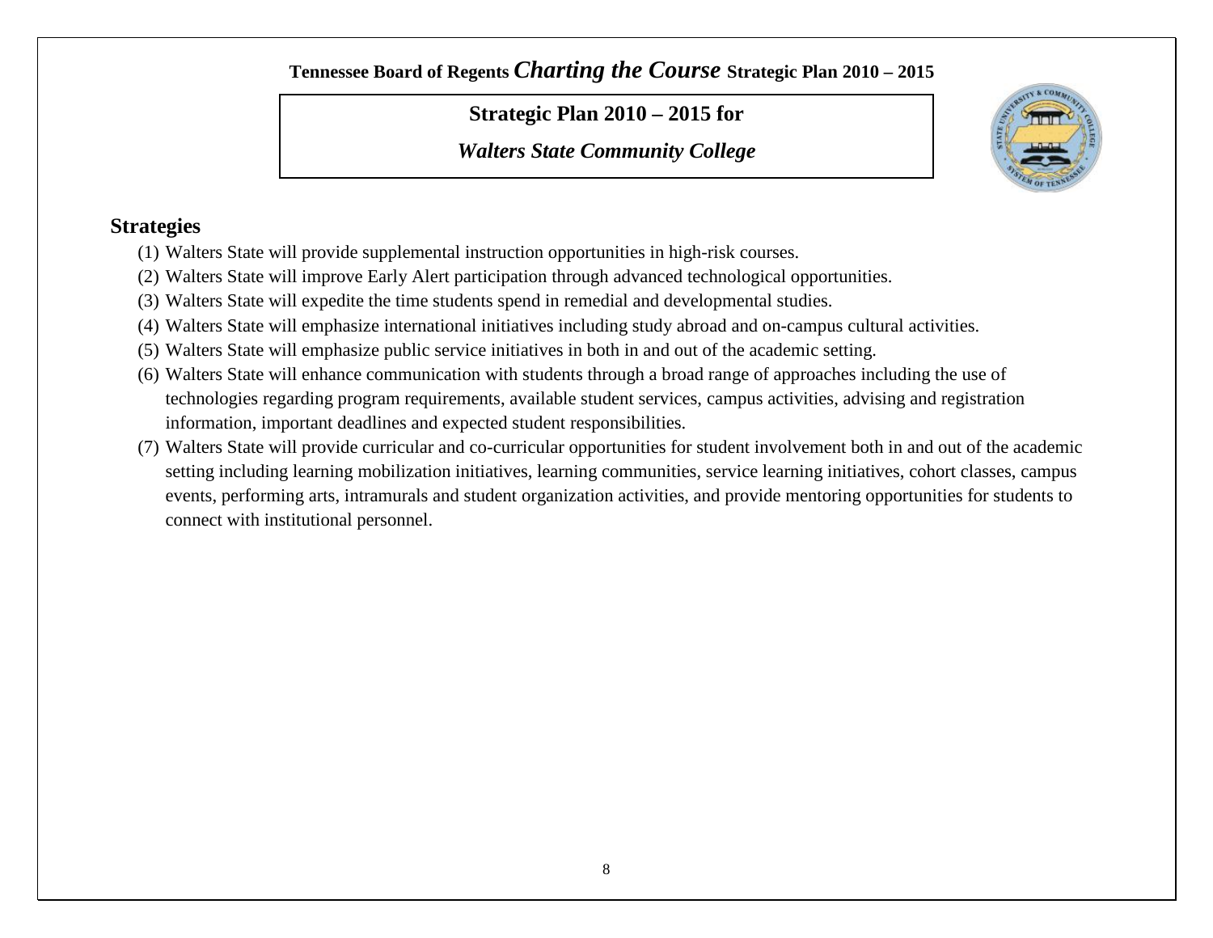## Strategic Plan 2010 – 2015 for

### *Walters State Community College*

## Strategies

(1) Walters State will provide supplemental instruction opportunities in high-risk courses.

(2) Walters State will improve Early Alert participation through advanced technological opportunities.

(3) Walters State will expedite the time students spend in remedial and developmental studies.

(4) Walters State will emphasize international initiatives including study abroad and on-campus cultural activities.

(5) Walters State will emphasize public service initiatives in both in and out of the academic setting.

(6) Walters State will enhance communication with students through a broad range of approaches including the use of technologies regarding program requirements, available student services, campus activities, advising and registration information, important deadlines and expected student responsibilities.

(7) Walters State will provide curricular and co-curricular opportunities for student involvement both in and out of the academic setting including learning mobilization initiatives, learning communities, service learning initiatives, cohort classes, campus events, performing arts, intramurals and student organization activities, and provide mentoring opportunities for students to connect with institutional personnel.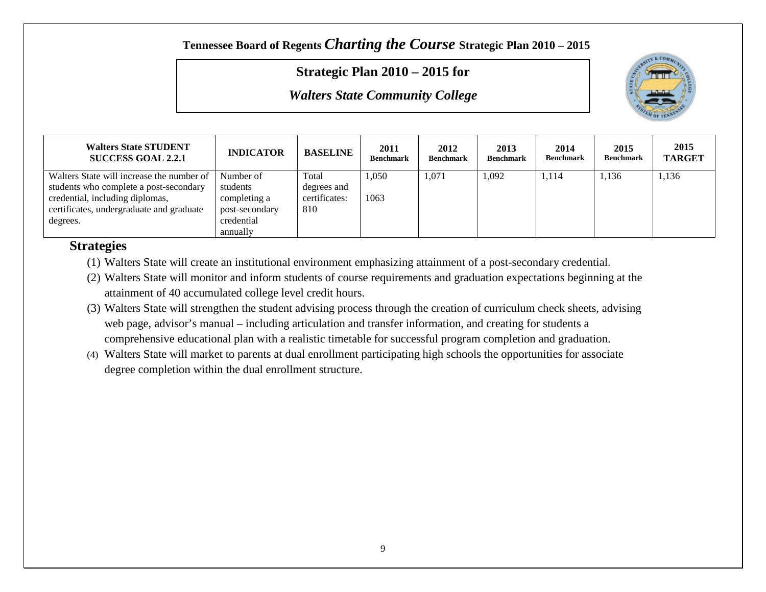Tennessee Board of Regents *Charting the Course* Strategic Plan 2010 – 2015

## Strategic Plan 2010 – 2015 for

## *Walters State Community College*

| Walters State STUDENT SUCCESS GOAL 2.2.1 | INDICATOR | BASELINE | 2011 Benchmark | 2012 Benchmark | 2013 Benchmark | 2014 Benchmark | 2015 Benchmark | 2015 TARGET |
|---|---|---|---|---|---|---|---|---|
| Walters State will increase the number of students who complete a post-secondary credential, including diplomas, certificates, undergraduate and graduate degrees. | Number of students completing a post-secondary credential annually | Total degrees and certificates: 810 | 1,050<br><br>1063 | 1,071 | 1,092 | 1,114 | 1,136 | 1,136 |

### Strategies

(1) Walters State will create an institutional environment emphasizing attainment of a post-secondary credential.

(2) Walters State will monitor and inform students of course requirements and graduation expectations beginning at the attainment of 40 accumulated college level credit hours.

(3) Walters State will strengthen the student advising process through the creation of curriculum check sheets, advising web page, advisor's manual – including articulation and transfer information, and creating for students a comprehensive educational plan with a realistic timetable for successful program completion and graduation.

(4) Walters State will market to parents at dual enrollment participating high schools the opportunities for associate degree completion within the dual enrollment structure.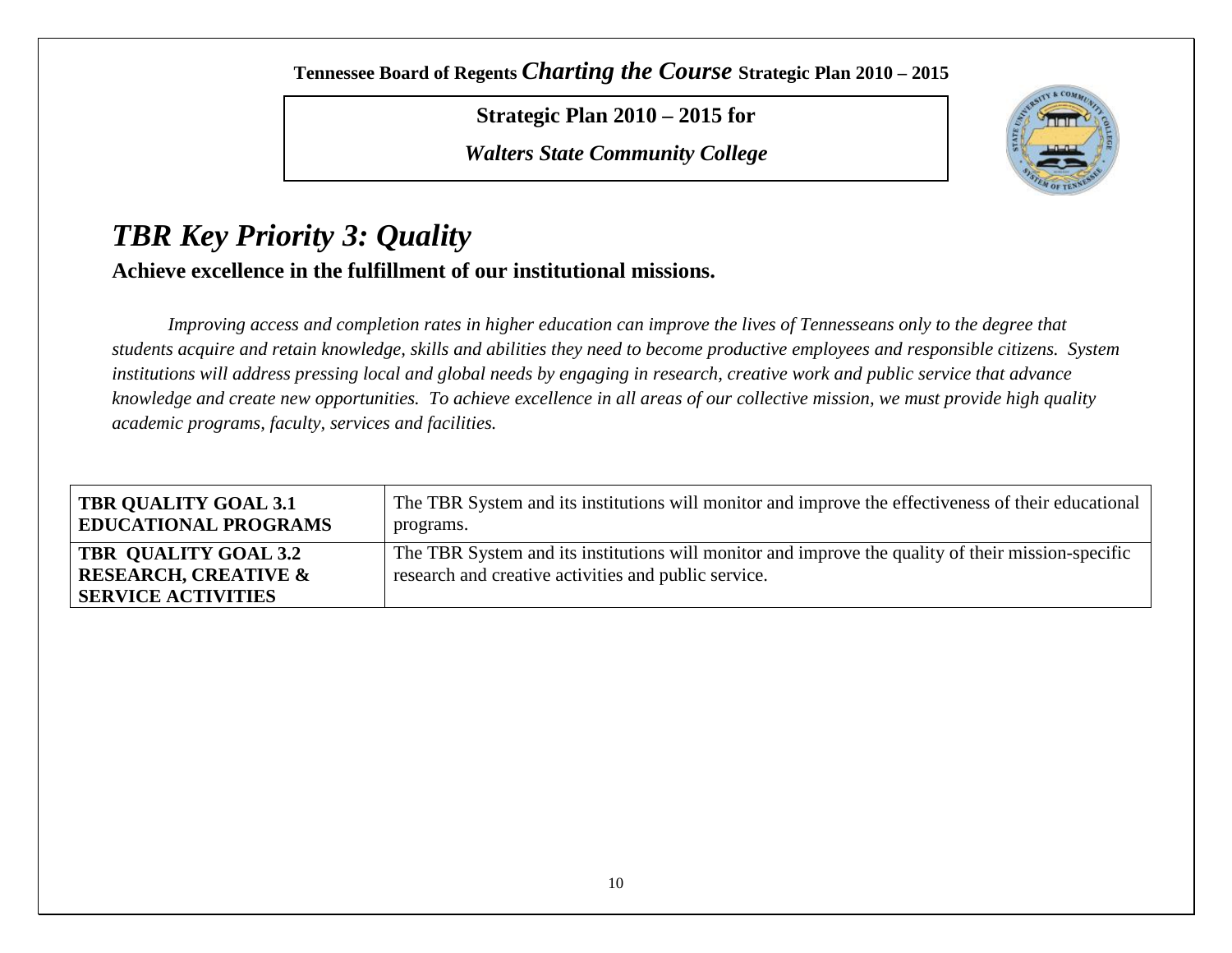# TBR Key Priority 3: Quality

**Achieve excellence in the fulfillment of our institutional missions.**

*Improving access and completion rates in higher education can improve the lives of Tennesseans only to the degree that students acquire and retain knowledge, skills and abilities they need to become productive employees and responsible citizens. System institutions will address pressing local and global needs by engaging in research, creative work and public service that advance knowledge and create new opportunities. To achieve excellence in all areas of our collective mission, we must provide high quality academic programs, faculty, services and facilities.*

| | |
|---|---|
| **TBR QUALITY GOAL 3.1 EDUCATIONAL PROGRAMS** | The TBR System and its institutions will monitor and improve the effectiveness of their educational programs. |
| **TBR QUALITY GOAL 3.2 RESEARCH, CREATIVE & SERVICE ACTIVITIES** | The TBR System and its institutions will monitor and improve the quality of their mission-specific research and creative activities and public service. |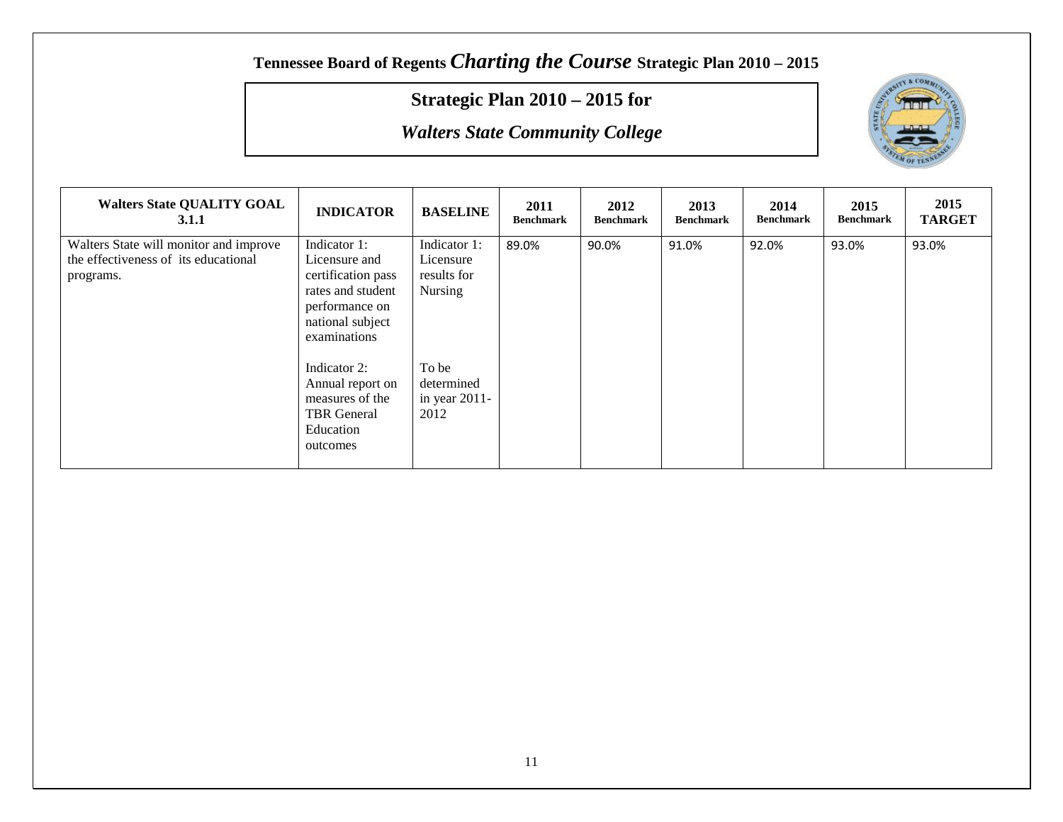# Tennessee Board of Regents *Charting the Course* Strategic Plan 2010 – 2015

## Strategic Plan 2010 – 2015 for

## *Walters State Community College*

| Walters State QUALITY GOAL 3.1.1 | INDICATOR | BASELINE | 2011 Benchmark | 2012 Benchmark | 2013 Benchmark | 2014 Benchmark | 2015 Benchmark | 2015 TARGET |
|---|---|---|---|---|---|---|---|---|
| Walters State will monitor and improve the effectiveness of its educational programs. | Indicator 1: Licensure and certification pass rates and student performance on national subject examinations | Indicator 1: Licensure results for Nursing | 89.0% | 90.0% | 91.0% | 92.0% | 93.0% | 93.0% |
| | Indicator 2: Annual report on measures of the TBR General Education outcomes | To be determined in year 2011-2012 | | | | | | |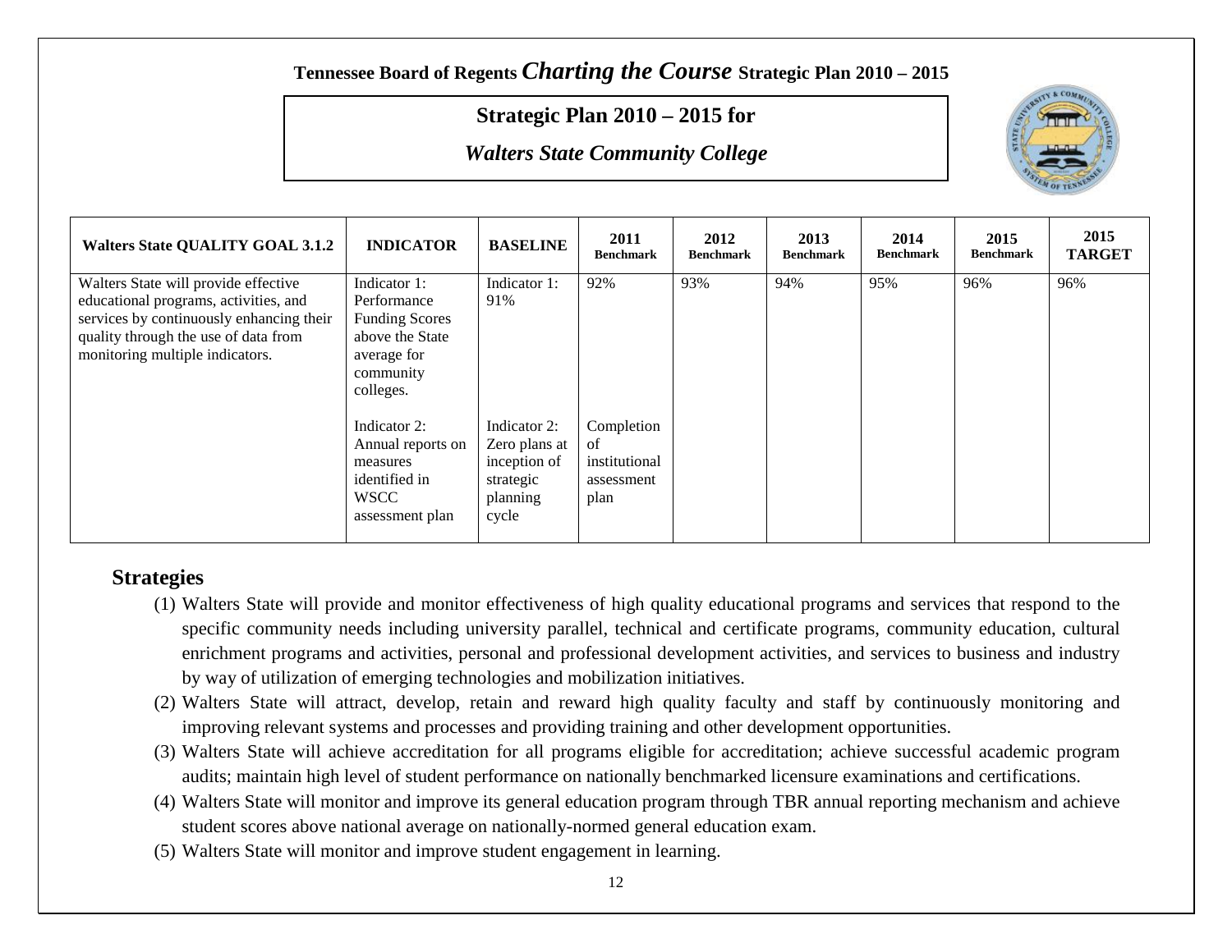**Tennessee Board of Regents *Charting the Course* Strategic Plan 2010 – 2015**

## Strategic Plan 2010 – 2015 for

### *Walters State Community College*

| Walters State QUALITY GOAL 3.1.2 | INDICATOR | BASELINE | 2011 Benchmark | 2012 Benchmark | 2013 Benchmark | 2014 Benchmark | 2015 Benchmark | 2015 TARGET |
|---|---|---|---|---|---|---|---|---|
| Walters State will provide effective educational programs, activities, and services by continuously enhancing their quality through the use of data from monitoring multiple indicators. | Indicator 1: Performance Funding Scores above the State average for community colleges. | Indicator 1: 91% | 92% | 93% | 94% | 95% | 96% | 96% |
| | Indicator 2: Annual reports on measures identified in WSCC assessment plan | Indicator 2: Zero plans at inception of strategic planning cycle | Completion of institutional assessment plan | | | | | |

## Strategies

(1) Walters State will provide and monitor effectiveness of high quality educational programs and services that respond to the specific community needs including university parallel, technical and certificate programs, community education, cultural enrichment programs and activities, personal and professional development activities, and services to business and industry by way of utilization of emerging technologies and mobilization initiatives.

(2) Walters State will attract, develop, retain and reward high quality faculty and staff by continuously monitoring and improving relevant systems and processes and providing training and other development opportunities.

(3) Walters State will achieve accreditation for all programs eligible for accreditation; achieve successful academic program audits; maintain high level of student performance on nationally benchmarked licensure examinations and certifications.

(4) Walters State will monitor and improve its general education program through TBR annual reporting mechanism and achieve student scores above national average on nationally-normed general education exam.

(5) Walters State will monitor and improve student engagement in learning.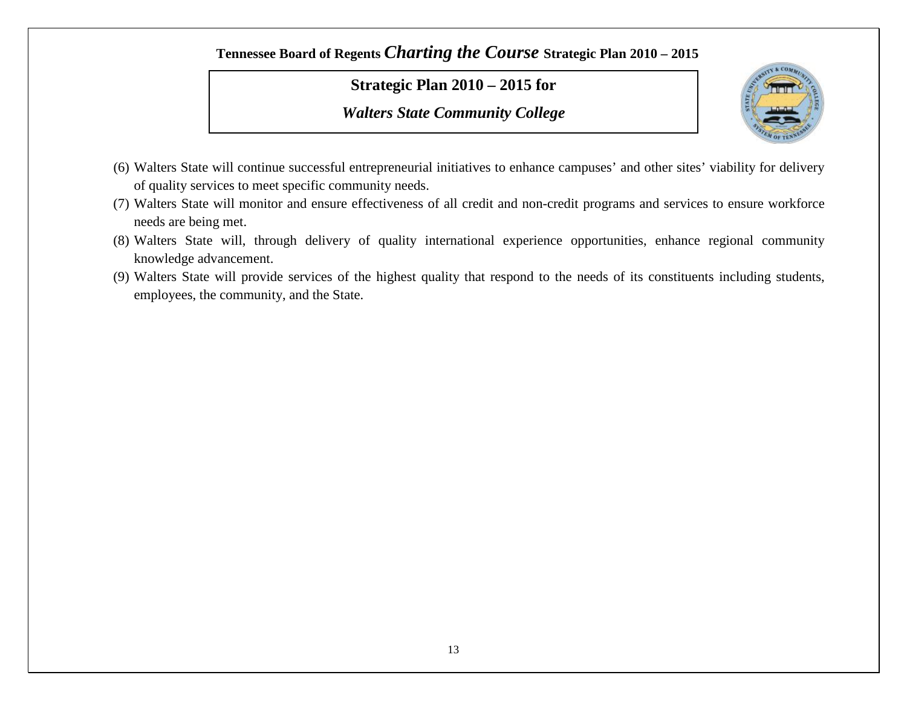## Strategic Plan 2010 – 2015 for

### *Walters State Community College*

(6) Walters State will continue successful entrepreneurial initiatives to enhance campuses' and other sites' viability for delivery of quality services to meet specific community needs.

(7) Walters State will monitor and ensure effectiveness of all credit and non-credit programs and services to ensure workforce needs are being met.

(8) Walters State will, through delivery of quality international experience opportunities, enhance regional community knowledge advancement.

(9) Walters State will provide services of the highest quality that respond to the needs of its constituents including students, employees, the community, and the State.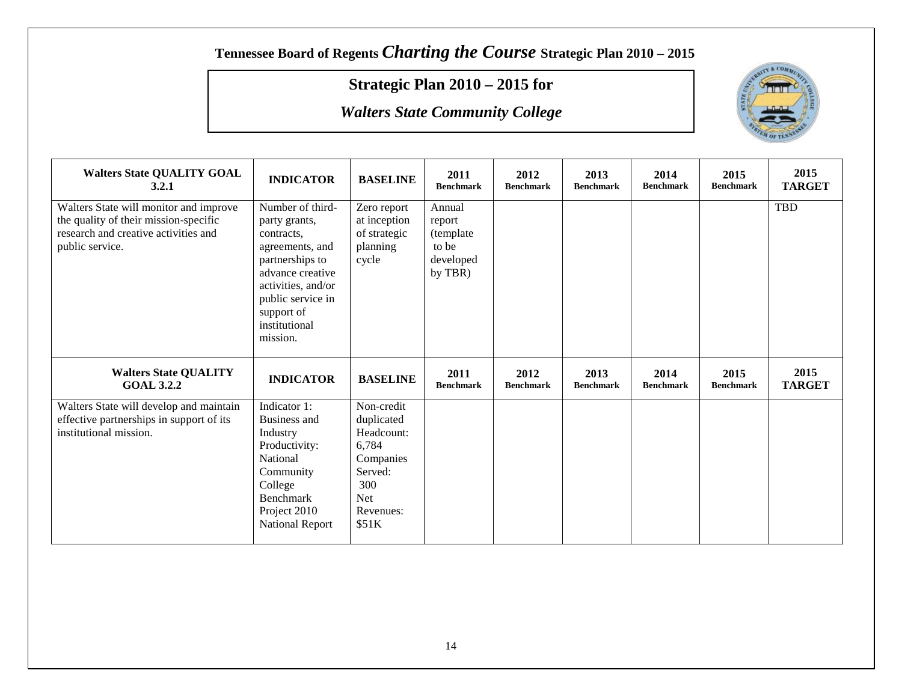# Tennessee Board of Regents *Charting the Course* Strategic Plan 2010 – 2015

## Strategic Plan 2010 – 2015 for

## *Walters State Community College*

| Walters State QUALITY GOAL 3.2.1 | INDICATOR | BASELINE | 2011 Benchmark | 2012 Benchmark | 2013 Benchmark | 2014 Benchmark | 2015 Benchmark | 2015 TARGET |
|---|---|---|---|---|---|---|---|---|
| Walters State will monitor and improve the quality of their mission-specific research and creative activities and public service. | Number of third-party grants, contracts, agreements, and partnerships to advance creative activities, and/or public service in support of institutional mission. | Zero report at inception of strategic planning cycle | Annual report (template to be developed by TBR) | | | | | TBD |

| Walters State QUALITY GOAL 3.2.2 | INDICATOR | BASELINE | 2011 Benchmark | 2012 Benchmark | 2013 Benchmark | 2014 Benchmark | 2015 Benchmark | 2015 TARGET |
|---|---|---|---|---|---|---|---|---|
| Walters State will develop and maintain effective partnerships in support of its institutional mission. | Indicator 1: Business and Industry Productivity: National Community College Benchmark Project 2010 National Report | Non-credit duplicated Headcount: 6,784 Companies Served: 300 Net Revenues: $51K | | | | | | |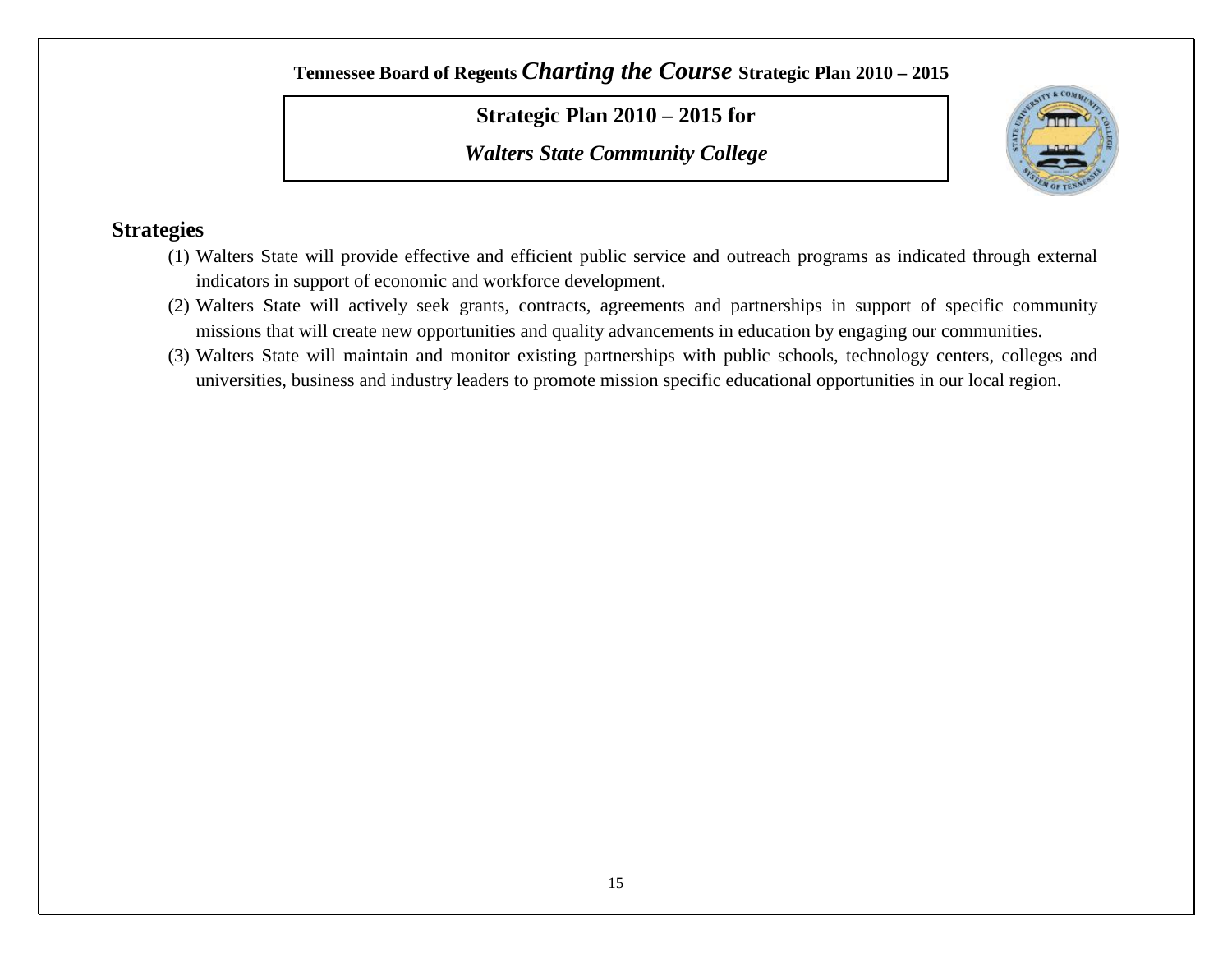**Tennessee Board of Regents *Charting the Course* Strategic Plan 2010 – 2015**

**Strategic Plan 2010 – 2015 for**

***Walters State Community College***

## Strategies

(1) Walters State will provide effective and efficient public service and outreach programs as indicated through external indicators in support of economic and workforce development.

(2) Walters State will actively seek grants, contracts, agreements and partnerships in support of specific community missions that will create new opportunities and quality advancements in education by engaging our communities.

(3) Walters State will maintain and monitor existing partnerships with public schools, technology centers, colleges and universities, business and industry leaders to promote mission specific educational opportunities in our local region.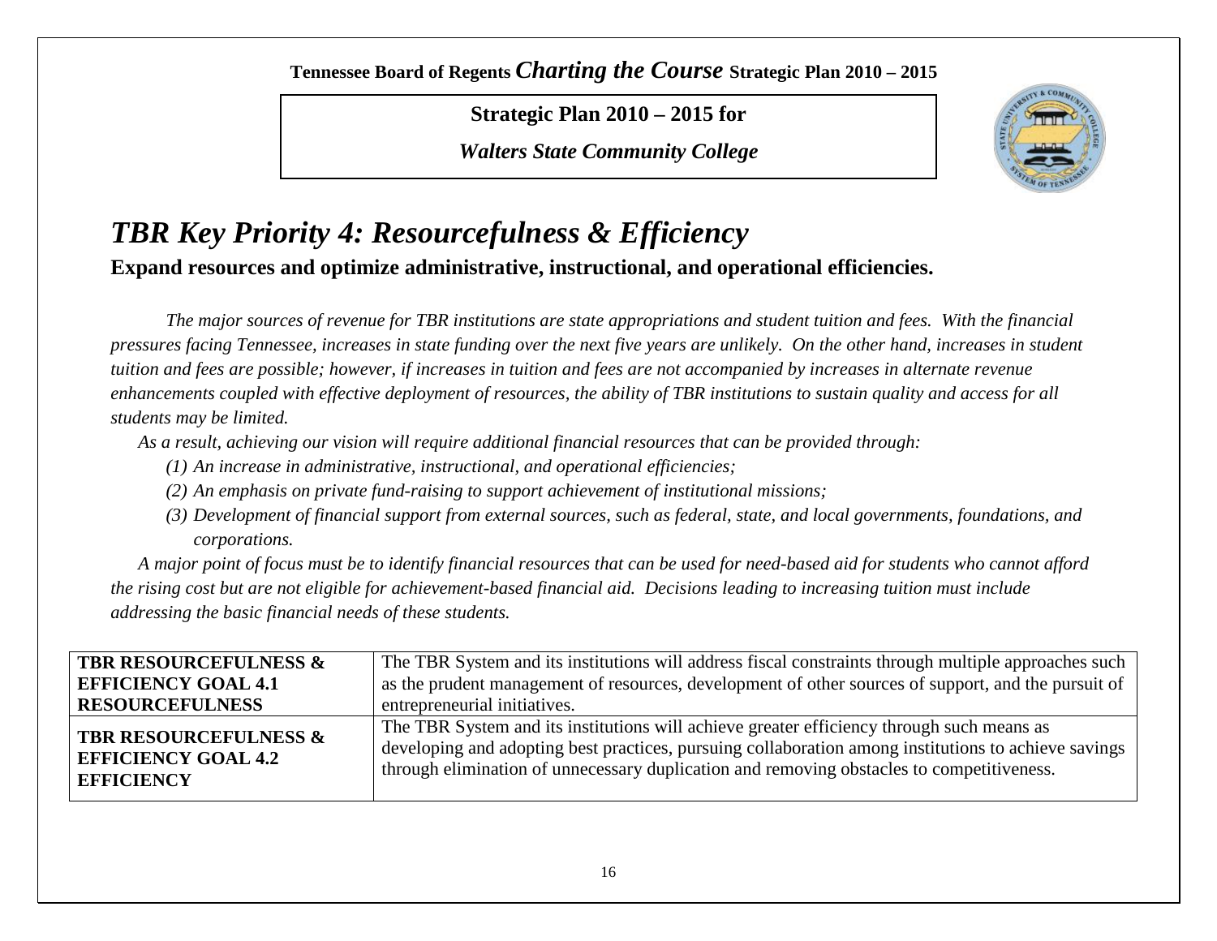Tennessee Board of Regents *Charting the Course* Strategic Plan 2010 – 2015

**Strategic Plan 2010 – 2015 for**

***Walters State Community College***

# *TBR Key Priority 4: Resourcefulness & Efficiency*

**Expand resources and optimize administrative, instructional, and operational efficiencies.**

*The major sources of revenue for TBR institutions are state appropriations and student tuition and fees. With the financial pressures facing Tennessee, increases in state funding over the next five years are unlikely. On the other hand, increases in student tuition and fees are possible; however, if increases in tuition and fees are not accompanied by increases in alternate revenue enhancements coupled with effective deployment of resources, the ability of TBR institutions to sustain quality and access for all students may be limited.*

*As a result, achieving our vision will require additional financial resources that can be provided through:*

*(1) An increase in administrative, instructional, and operational efficiencies;*

*(2) An emphasis on private fund-raising to support achievement of institutional missions;*

*(3) Development of financial support from external sources, such as federal, state, and local governments, foundations, and corporations.*

*A major point of focus must be to identify financial resources that can be used for need-based aid for students who cannot afford the rising cost but are not eligible for achievement-based financial aid. Decisions leading to increasing tuition must include addressing the basic financial needs of these students.*

| | |
|---|---|
| **TBR RESOURCEFULNESS & EFFICIENCY GOAL 4.1 RESOURCEFULNESS** | The TBR System and its institutions will address fiscal constraints through multiple approaches such as the prudent management of resources, development of other sources of support, and the pursuit of entrepreneurial initiatives. |
| **TBR RESOURCEFULNESS & EFFICIENCY GOAL 4.2 EFFICIENCY** | The TBR System and its institutions will achieve greater efficiency through such means as developing and adopting best practices, pursuing collaboration among institutions to achieve savings through elimination of unnecessary duplication and removing obstacles to competitiveness. |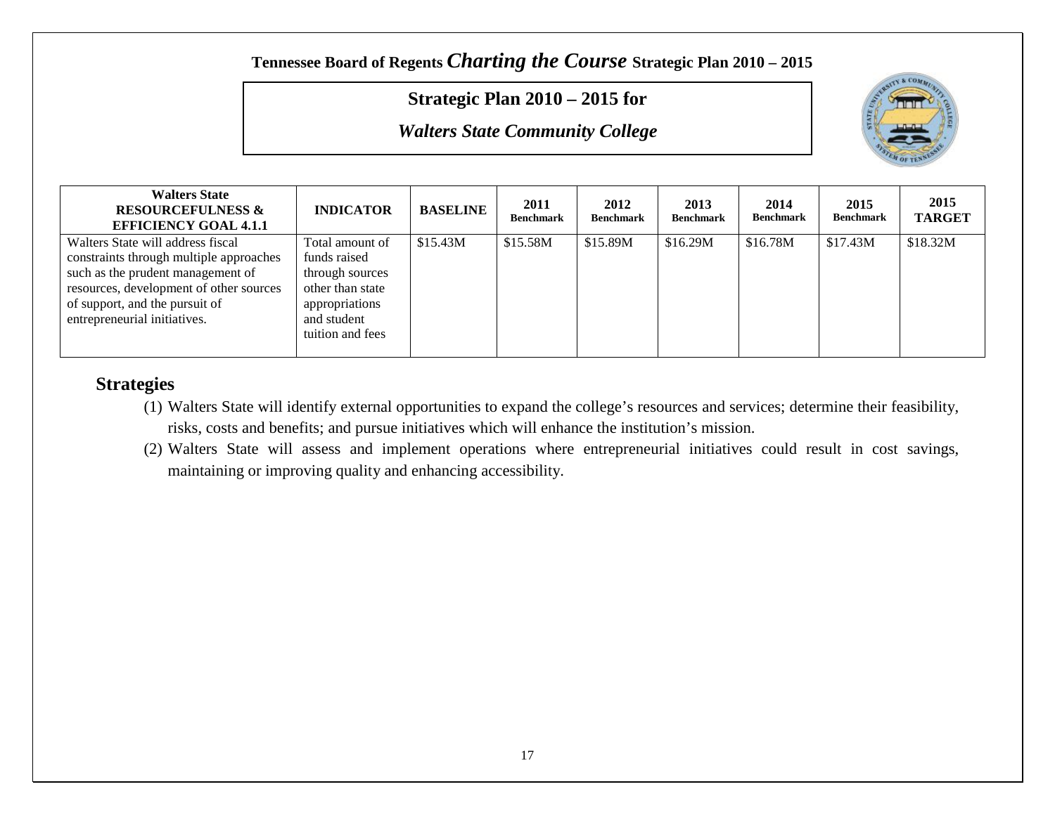Tennessee Board of Regents *Charting the Course* Strategic Plan 2010 – 2015

## Strategic Plan 2010 – 2015 for

## *Walters State Community College*

| Walters State RESOURCEFULNESS & EFFICIENCY GOAL 4.1.1 | INDICATOR | BASELINE | 2011 Benchmark | 2012 Benchmark | 2013 Benchmark | 2014 Benchmark | 2015 Benchmark | 2015 TARGET |
|---|---|---|---|---|---|---|---|---|
| Walters State will address fiscal constraints through multiple approaches such as the prudent management of resources, development of other sources of support, and the pursuit of entrepreneurial initiatives. | Total amount of funds raised through sources other than state appropriations and student tuition and fees | $15.43M | $15.58M | $15.89M | $16.29M | $16.78M | $17.43M | $18.32M |

## Strategies

(1) Walters State will identify external opportunities to expand the college's resources and services; determine their feasibility, risks, costs and benefits; and pursue initiatives which will enhance the institution's mission.

(2) Walters State will assess and implement operations where entrepreneurial initiatives could result in cost savings, maintaining or improving quality and enhancing accessibility.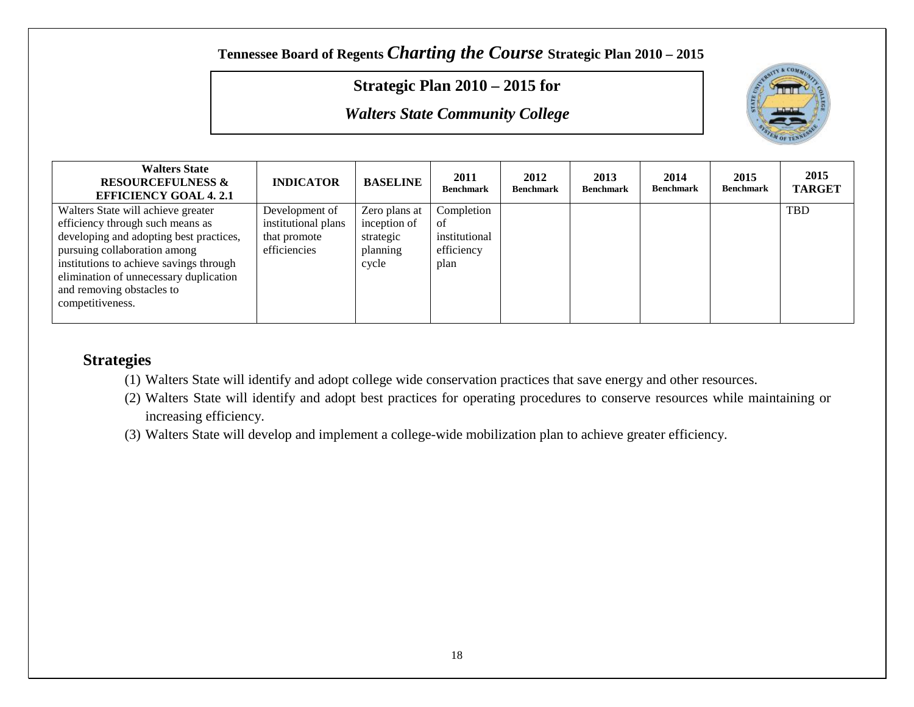**Tennessee Board of Regents *Charting the Course* Strategic Plan 2010 – 2015**

# Strategic Plan 2010 – 2015 for

## *Walters State Community College*

| Walters State RESOURCEFULNESS & EFFICIENCY GOAL 4. 2.1 | INDICATOR | BASELINE | 2011 Benchmark | 2012 Benchmark | 2013 Benchmark | 2014 Benchmark | 2015 Benchmark | 2015 TARGET |
|---|---|---|---|---|---|---|---|---|
| Walters State will achieve greater efficiency through such means as developing and adopting best practices, pursuing collaboration among institutions to achieve savings through elimination of unnecessary duplication and removing obstacles to competitiveness. | Development of institutional plans that promote efficiencies | Zero plans at inception of strategic planning cycle | Completion of institutional efficiency plan | | | | | TBD |

## Strategies

(1) Walters State will identify and adopt college wide conservation practices that save energy and other resources.

(2) Walters State will identify and adopt best practices for operating procedures to conserve resources while maintaining or increasing efficiency.

(3) Walters State will develop and implement a college-wide mobilization plan to achieve greater efficiency.